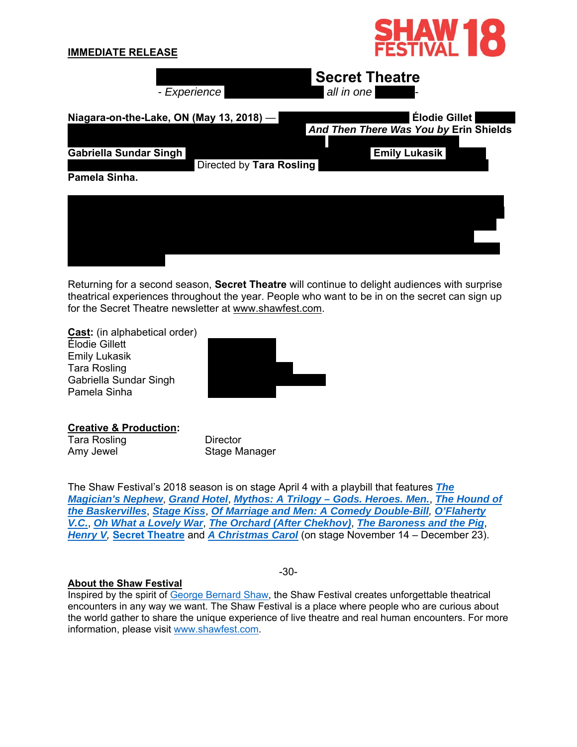**IMMEDIATE RELEASE**

SHAW FESTIVAL 18

**Secret Theatre**

*- Experience* *all in one* -

**Niagara-on-the-Lake, ON (May 13, 2018)** — **Élodie Gillet** ***And Then There Was You by*** **Erin Shields**

**Gabriella Sundar Singh** **Emily Lukasik**

Directed by **Tara Rosling**

**Pamela Sinha.**

Returning for a second season, **Secret Theatre** will continue to delight audiences with surprise theatrical experiences throughout the year. People who want to be in on the secret can sign up for the Secret Theatre newsletter at www.shawfest.com.

**Cast:** (in alphabetical order)
Élodie Gillett
Emily Lukasik
Tara Rosling
Gabriella Sundar Singh
Pamela Sinha

**Creative & Production:**

| | |
|---|---|
| Tara Rosling | Director |
| Amy Jewel | Stage Manager |

The Shaw Festival's 2018 season is on stage April 4 with a playbill that features ***The Magician's Nephew***, ***Grand Hotel***, ***Mythos: A Trilogy – Gods. Heroes. Men.***, ***The Hound of the Baskervilles***, ***Stage Kiss***, ***Of Marriage and Men: A Comedy Double-Bill***, ***O'Flaherty V.C.***, ***Oh What a Lovely War***, ***The Orchard (After Chekhov)***, ***The Baroness and the Pig***, ***Henry V***, **Secret Theatre** and ***A Christmas Carol*** (on stage November 14 – December 23).

-30-

**About the Shaw Festival**

Inspired by the spirit of George Bernard Shaw, the Shaw Festival creates unforgettable theatrical encounters in any way we want. The Shaw Festival is a place where people who are curious about the world gather to share the unique experience of live theatre and real human encounters. For more information, please visit www.shawfest.com.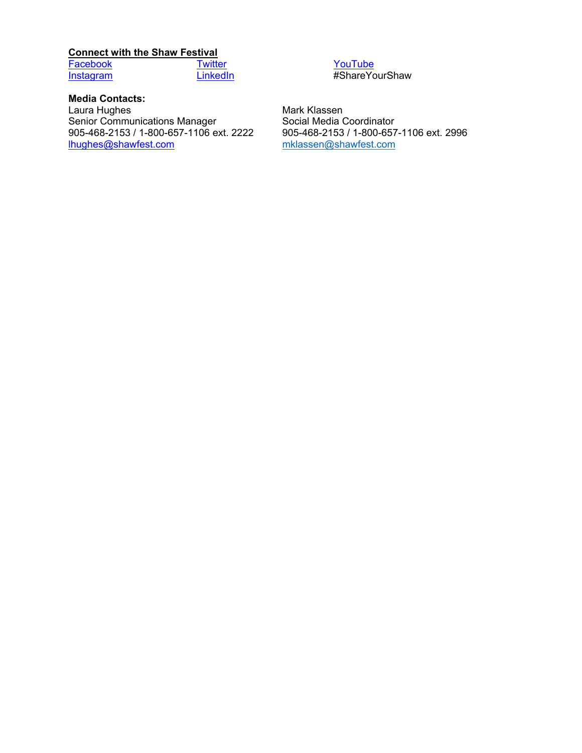**Connect with the Shaw Festival**

Facebook
Twitter
YouTube
Instagram
LinkedIn
#ShareYourShaw

**Media Contacts:**

Laura Hughes
Senior Communications Manager
905-468-2153 / 1-800-657-1106 ext. 2222
lhughes@shawfest.com

Mark Klassen
Social Media Coordinator
905-468-2153 / 1-800-657-1106 ext. 2996
mklassen@shawfest.com